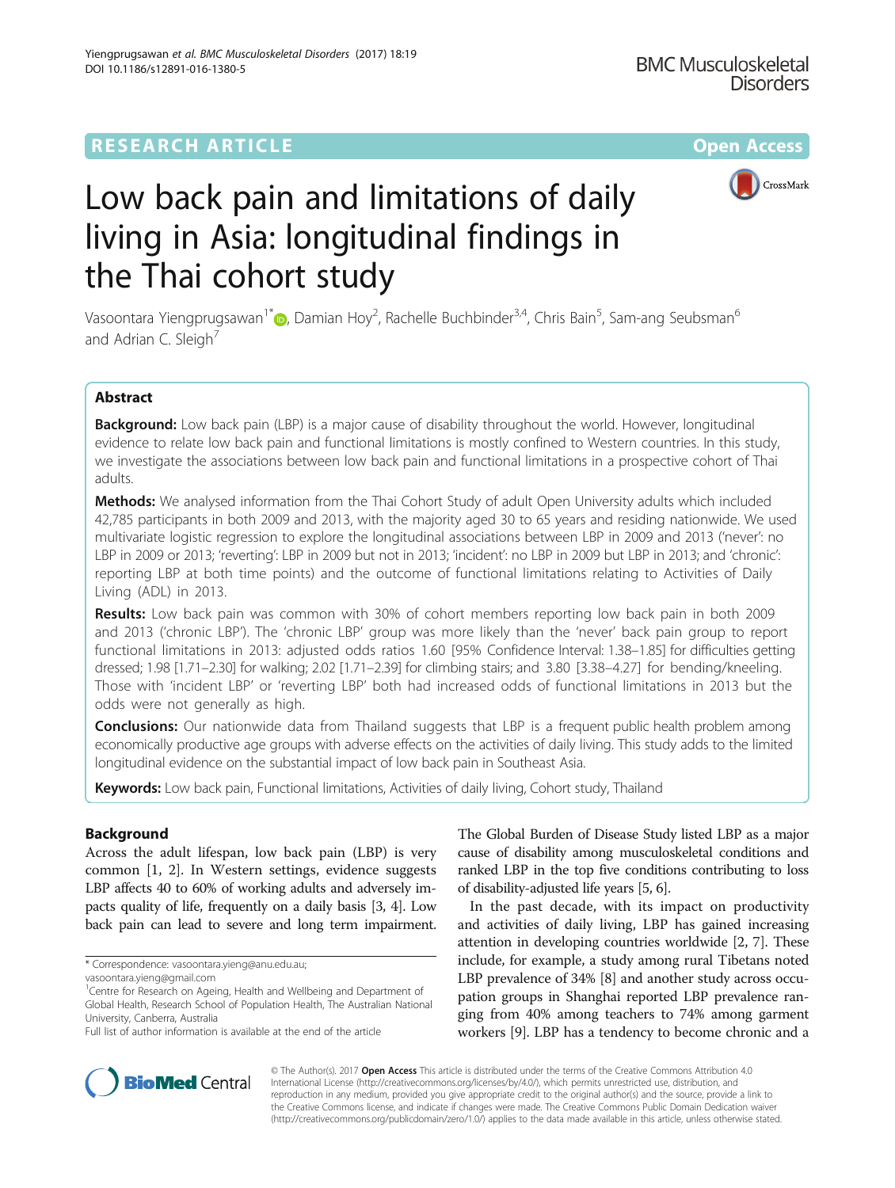RESEARCH ARTICLE

Open Access

# Low back pain and limitations of daily living in Asia: longitudinal findings in the Thai cohort study

Vasoontara Yiengprugsawan[1*], Damian Hoy[2], Rachelle Buchbinder[3,4], Chris Bain[5], Sam-ang Seubsman[6] and Adrian C. Sleigh[7]

## Abstract

**Background:** Low back pain (LBP) is a major cause of disability throughout the world. However, longitudinal evidence to relate low back pain and functional limitations is mostly confined to Western countries. In this study, we investigate the associations between low back pain and functional limitations in a prospective cohort of Thai adults.

**Methods:** We analysed information from the Thai Cohort Study of adult Open University adults which included 42,785 participants in both 2009 and 2013, with the majority aged 30 to 65 years and residing nationwide. We used multivariate logistic regression to explore the longitudinal associations between LBP in 2009 and 2013 ('never': no LBP in 2009 or 2013; 'reverting': LBP in 2009 but not in 2013; 'incident': no LBP in 2009 but LBP in 2013; and 'chronic': reporting LBP at both time points) and the outcome of functional limitations relating to Activities of Daily Living (ADL) in 2013.

**Results:** Low back pain was common with 30% of cohort members reporting low back pain in both 2009 and 2013 ('chronic LBP'). The 'chronic LBP' group was more likely than the 'never' back pain group to report functional limitations in 2013: adjusted odds ratios 1.60 [95% Confidence Interval: 1.38–1.85] for difficulties getting dressed; 1.98 [1.71–2.30] for walking; 2.02 [1.71–2.39] for climbing stairs; and 3.80 [3.38–4.27] for bending/kneeling. Those with 'incident LBP' or 'reverting LBP' both had increased odds of functional limitations in 2013 but the odds were not generally as high.

**Conclusions:** Our nationwide data from Thailand suggests that LBP is a frequent public health problem among economically productive age groups with adverse effects on the activities of daily living. This study adds to the limited longitudinal evidence on the substantial impact of low back pain in Southeast Asia.

**Keywords:** Low back pain, Functional limitations, Activities of daily living, Cohort study, Thailand

## Background

Across the adult lifespan, low back pain (LBP) is very common [1, 2]. In Western settings, evidence suggests LBP affects 40 to 60% of working adults and adversely impacts quality of life, frequently on a daily basis [3, 4]. Low back pain can lead to severe and long term impairment. The Global Burden of Disease Study listed LBP as a major cause of disability among musculoskeletal conditions and ranked LBP in the top five conditions contributing to loss of disability-adjusted life years [5, 6].

In the past decade, with its impact on productivity and activities of daily living, LBP has gained increasing attention in developing countries worldwide [2, 7]. These include, for example, a study among rural Tibetans noted LBP prevalence of 34% [8] and another study across occupation groups in Shanghai reported LBP prevalence ranging from 40% among teachers to 74% among garment workers [9]. LBP has a tendency to become chronic and a

\* Correspondence: vasoontara.yieng@anu.edu.au; vasoontara.yieng@gmail.com

[1]Centre for Research on Ageing, Health and Wellbeing and Department of Global Health, Research School of Population Health, The Australian National University, Canberra, Australia

Full list of author information is available at the end of the article

© The Author(s). 2017 **Open Access** This article is distributed under the terms of the Creative Commons Attribution 4.0 International License (http://creativecommons.org/licenses/by/4.0/), which permits unrestricted use, distribution, and reproduction in any medium, provided you give appropriate credit to the original author(s) and the source, provide a link to the Creative Commons license, and indicate if changes were made. The Creative Commons Public Domain Dedication waiver (http://creativecommons.org/publicdomain/zero/1.0/) applies to the data made available in this article, unless otherwise stated.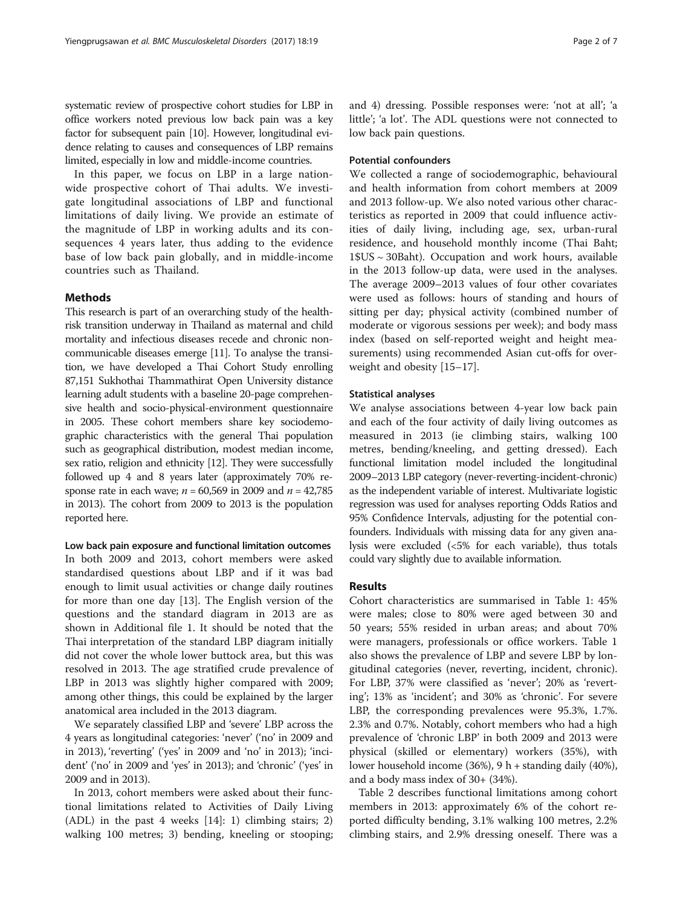systematic review of prospective cohort studies for LBP in office workers noted previous low back pain was a key factor for subsequent pain [10]. However, longitudinal evidence relating to causes and consequences of LBP remains limited, especially in low and middle-income countries.

In this paper, we focus on LBP in a large nationwide prospective cohort of Thai adults. We investigate longitudinal associations of LBP and functional limitations of daily living. We provide an estimate of the magnitude of LBP in working adults and its consequences 4 years later, thus adding to the evidence base of low back pain globally, and in middle-income countries such as Thailand.

## Methods

This research is part of an overarching study of the health-risk transition underway in Thailand as maternal and child mortality and infectious diseases recede and chronic noncommunicable diseases emerge [11]. To analyse the transition, we have developed a Thai Cohort Study enrolling 87,151 Sukhothai Thammathirat Open University distance learning adult students with a baseline 20-page comprehensive health and socio-physical-environment questionnaire in 2005. These cohort members share key sociodemographic characteristics with the general Thai population such as geographical distribution, modest median income, sex ratio, religion and ethnicity [12]. They were successfully followed up 4 and 8 years later (approximately 70% response rate in each wave; $n = 60,569$ in 2009 and $n = 42,785$ in 2013). The cohort from 2009 to 2013 is the population reported here.

### Low back pain exposure and functional limitation outcomes

In both 2009 and 2013, cohort members were asked standardised questions about LBP and if it was bad enough to limit usual activities or change daily routines for more than one day [13]. The English version of the questions and the standard diagram in 2013 are as shown in Additional file 1. It should be noted that the Thai interpretation of the standard LBP diagram initially did not cover the whole lower buttock area, but this was resolved in 2013. The age stratified crude prevalence of LBP in 2013 was slightly higher compared with 2009; among other things, this could be explained by the larger anatomical area included in the 2013 diagram.

We separately classified LBP and 'severe' LBP across the 4 years as longitudinal categories: 'never' ('no' in 2009 and in 2013), 'reverting' ('yes' in 2009 and 'no' in 2013); 'incident' ('no' in 2009 and 'yes' in 2013); and 'chronic' ('yes' in 2009 and in 2013).

In 2013, cohort members were asked about their functional limitations related to Activities of Daily Living (ADL) in the past 4 weeks [14]: 1) climbing stairs; 2) walking 100 metres; 3) bending, kneeling or stooping; and 4) dressing. Possible responses were: 'not at all'; 'a little'; 'a lot'. The ADL questions were not connected to low back pain questions.

### Potential confounders

We collected a range of sociodemographic, behavioural and health information from cohort members at 2009 and 2013 follow-up. We also noted various other characteristics as reported in 2009 that could influence activities of daily living, including age, sex, urban-rural residence, and household monthly income (Thai Baht; 1$US ~ 30Baht). Occupation and work hours, available in the 2013 follow-up data, were used in the analyses. The average 2009–2013 values of four other covariates were used as follows: hours of standing and hours of sitting per day; physical activity (combined number of moderate or vigorous sessions per week); and body mass index (based on self-reported weight and height measurements) using recommended Asian cut-offs for overweight and obesity [15–17].

### Statistical analyses

We analyse associations between 4-year low back pain and each of the four activity of daily living outcomes as measured in 2013 (ie climbing stairs, walking 100 metres, bending/kneeling, and getting dressed). Each functional limitation model included the longitudinal 2009–2013 LBP category (never-reverting-incident-chronic) as the independent variable of interest. Multivariate logistic regression was used for analyses reporting Odds Ratios and 95% Confidence Intervals, adjusting for the potential confounders. Individuals with missing data for any given analysis were excluded (<5% for each variable), thus totals could vary slightly due to available information.

## Results

Cohort characteristics are summarised in Table 1: 45% were males; close to 80% were aged between 30 and 50 years; 55% resided in urban areas; and about 70% were managers, professionals or office workers. Table 1 also shows the prevalence of LBP and severe LBP by longitudinal categories (never, reverting, incident, chronic). For LBP, 37% were classified as 'never'; 20% as 'reverting'; 13% as 'incident'; and 30% as 'chronic'. For severe LBP, the corresponding prevalences were 95.3%, 1.7%. 2.3% and 0.7%. Notably, cohort members who had a high prevalence of 'chronic LBP' in both 2009 and 2013 were physical (skilled or elementary) workers (35%), with lower household income (36%), 9 h + standing daily (40%), and a body mass index of 30+ (34%).

Table 2 describes functional limitations among cohort members in 2013: approximately 6% of the cohort reported difficulty bending, 3.1% walking 100 metres, 2.2% climbing stairs, and 2.9% dressing oneself. There was a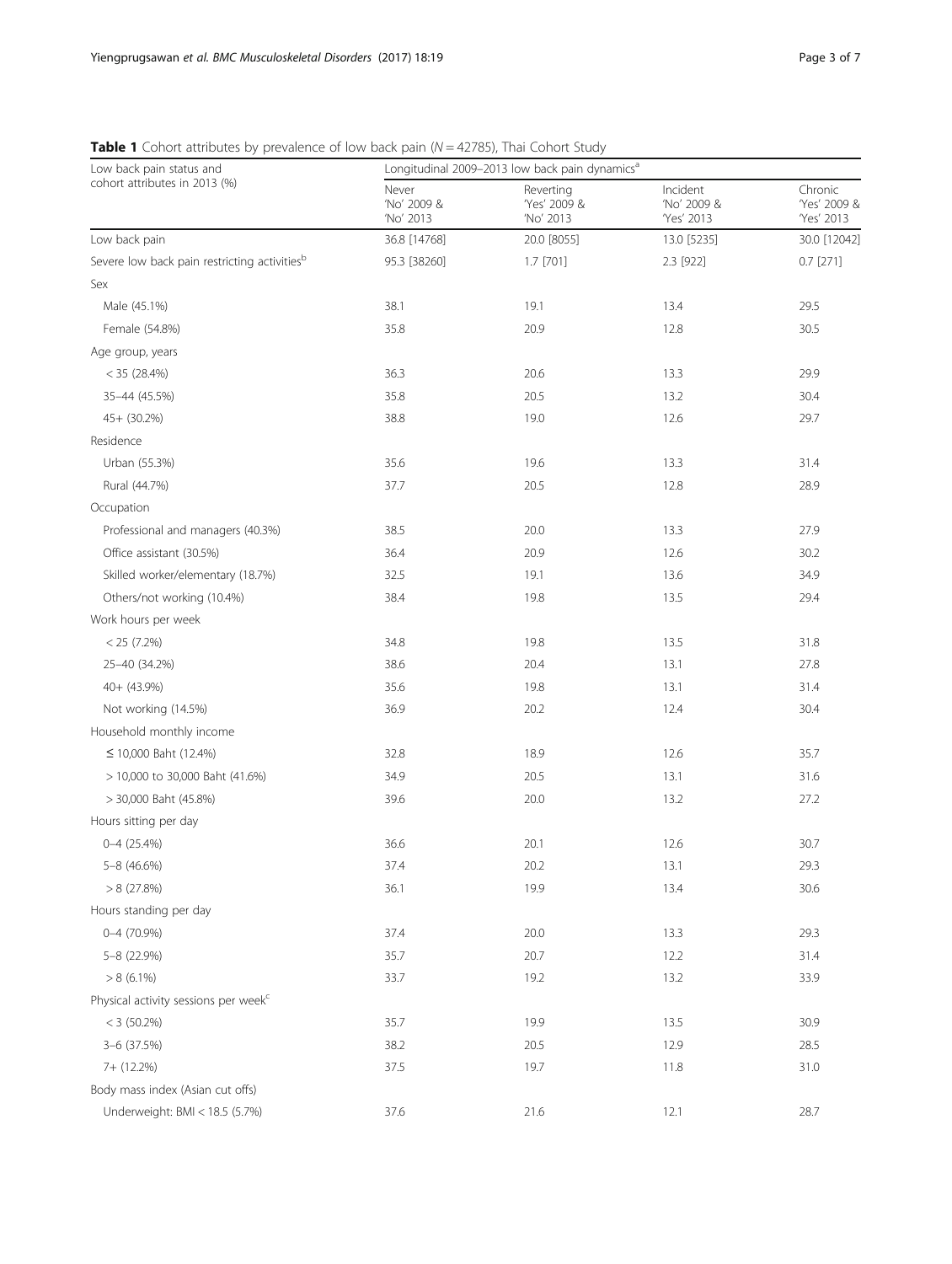**Table 1** Cohort attributes by prevalence of low back pain ($N = 42785$), Thai Cohort Study

| Low back pain status and cohort attributes in 2013 (%) | Longitudinal 2009–2013 low back pain dynamics[a] | | | |
|---|---|---|---|---|
| | Never 'No' 2009 & 'No' 2013 | Reverting 'Yes' 2009 & 'No' 2013 | Incident 'No' 2009 & 'Yes' 2013 | Chronic 'Yes' 2009 & 'Yes' 2013 |
| Low back pain | 36.8 [14768] | 20.0 [8055] | 13.0 [5235] | 30.0 [12042] |
| Severe low back pain restricting activities[b] | 95.3 [38260] | 1.7 [701] | 2.3 [922] | 0.7 [271] |
| Sex | | | | |
| Male (45.1%) | 38.1 | 19.1 | 13.4 | 29.5 |
| Female (54.8%) | 35.8 | 20.9 | 12.8 | 30.5 |
| Age group, years | | | | |
| < 35 (28.4%) | 36.3 | 20.6 | 13.3 | 29.9 |
| 35–44 (45.5%) | 35.8 | 20.5 | 13.2 | 30.4 |
| 45+ (30.2%) | 38.8 | 19.0 | 12.6 | 29.7 |
| Residence | | | | |
| Urban (55.3%) | 35.6 | 19.6 | 13.3 | 31.4 |
| Rural (44.7%) | 37.7 | 20.5 | 12.8 | 28.9 |
| Occupation | | | | |
| Professional and managers (40.3%) | 38.5 | 20.0 | 13.3 | 27.9 |
| Office assistant (30.5%) | 36.4 | 20.9 | 12.6 | 30.2 |
| Skilled worker/elementary (18.7%) | 32.5 | 19.1 | 13.6 | 34.9 |
| Others/not working (10.4%) | 38.4 | 19.8 | 13.5 | 29.4 |
| Work hours per week | | | | |
| < 25 (7.2%) | 34.8 | 19.8 | 13.5 | 31.8 |
| 25–40 (34.2%) | 38.6 | 20.4 | 13.1 | 27.8 |
| 40+ (43.9%) | 35.6 | 19.8 | 13.1 | 31.4 |
| Not working (14.5%) | 36.9 | 20.2 | 12.4 | 30.4 |
| Household monthly income | | | | |
| ≤ 10,000 Baht (12.4%) | 32.8 | 18.9 | 12.6 | 35.7 |
| > 10,000 to 30,000 Baht (41.6%) | 34.9 | 20.5 | 13.1 | 31.6 |
| > 30,000 Baht (45.8%) | 39.6 | 20.0 | 13.2 | 27.2 |
| Hours sitting per day | | | | |
| 0–4 (25.4%) | 36.6 | 20.1 | 12.6 | 30.7 |
| 5–8 (46.6%) | 37.4 | 20.2 | 13.1 | 29.3 |
| > 8 (27.8%) | 36.1 | 19.9 | 13.4 | 30.6 |
| Hours standing per day | | | | |
| 0–4 (70.9%) | 37.4 | 20.0 | 13.3 | 29.3 |
| 5–8 (22.9%) | 35.7 | 20.7 | 12.2 | 31.4 |
| > 8 (6.1%) | 33.7 | 19.2 | 13.2 | 33.9 |
| Physical activity sessions per week[c] | | | | |
| < 3 (50.2%) | 35.7 | 19.9 | 13.5 | 30.9 |
| 3–6 (37.5%) | 38.2 | 20.5 | 12.9 | 28.5 |
| 7+ (12.2%) | 37.5 | 19.7 | 11.8 | 31.0 |
| Body mass index (Asian cut offs) | | | | |
| Underweight: BMI < 18.5 (5.7%) | 37.6 | 21.6 | 12.1 | 28.7 |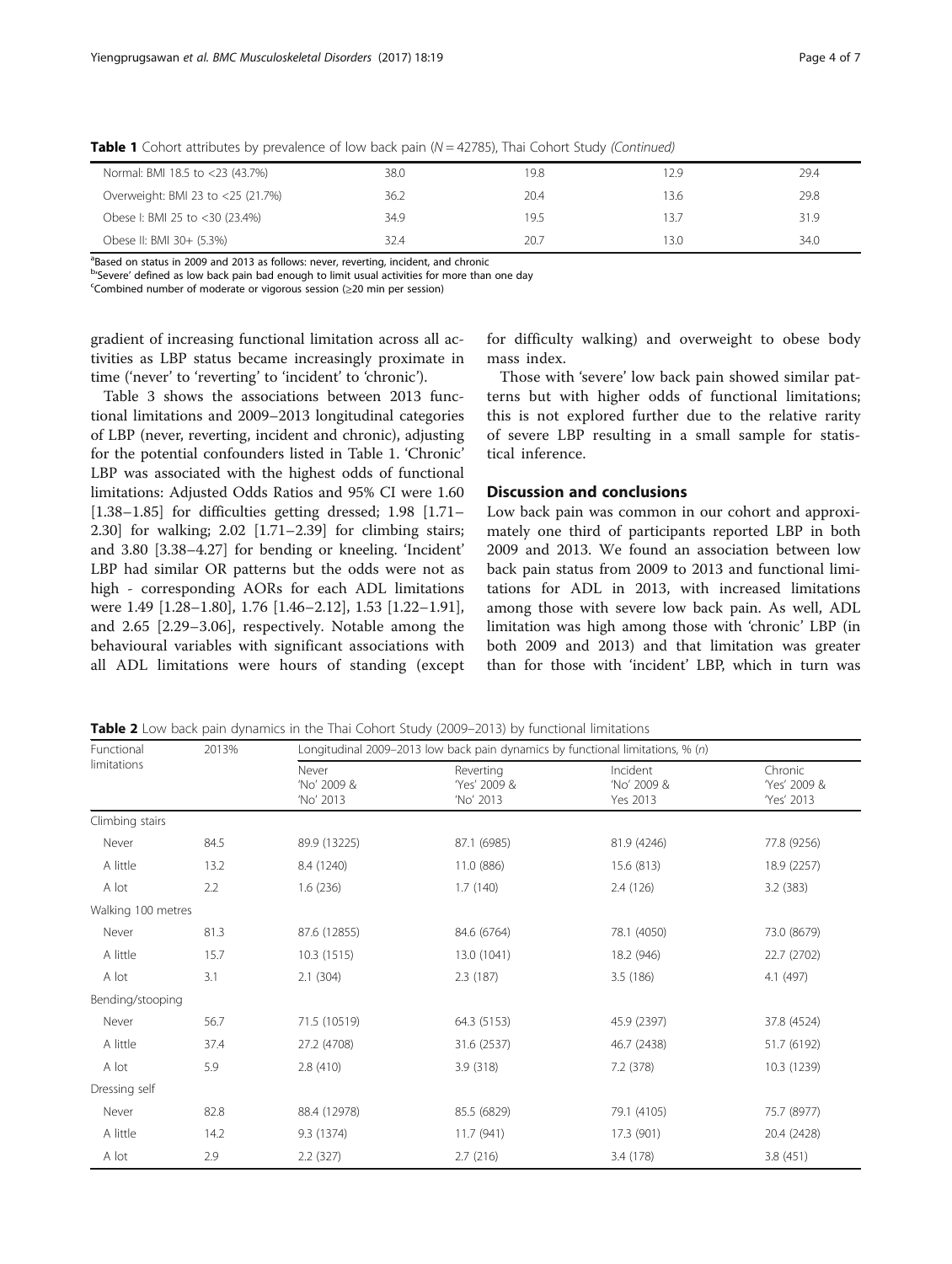**Table 1** Cohort attributes by prevalence of low back pain (*N* = 42785), Thai Cohort Study *(Continued)*

| | | | | |
|---|---|---|---|---|
| Normal: BMI 18.5 to <23 (43.7%) | 38.0 | 19.8 | 12.9 | 29.4 |
| Overweight: BMI 23 to <25 (21.7%) | 36.2 | 20.4 | 13.6 | 29.8 |
| Obese I: BMI 25 to <30 (23.4%) | 34.9 | 19.5 | 13.7 | 31.9 |
| Obese II: BMI 30+ (5.3%) | 32.4 | 20.7 | 13.0 | 34.0 |

[a]Based on status in 2009 and 2013 as follows: never, reverting, incident, and chronic
[b]'Severe' defined as low back pain bad enough to limit usual activities for more than one day
[c]Combined number of moderate or vigorous session (≥20 min per session)

gradient of increasing functional limitation across all activities as LBP status became increasingly proximate in time ('never' to 'reverting' to 'incident' to 'chronic').

Table 3 shows the associations between 2013 functional limitations and 2009–2013 longitudinal categories of LBP (never, reverting, incident and chronic), adjusting for the potential confounders listed in Table 1. 'Chronic' LBP was associated with the highest odds of functional limitations: Adjusted Odds Ratios and 95% CI were 1.60 [1.38–1.85] for difficulties getting dressed; 1.98 [1.71–2.30] for walking; 2.02 [1.71–2.39] for climbing stairs; and 3.80 [3.38–4.27] for bending or kneeling. 'Incident' LBP had similar OR patterns but the odds were not as high - corresponding AORs for each ADL limitations were 1.49 [1.28–1.80], 1.76 [1.46–2.12], 1.53 [1.22–1.91], and 2.65 [2.29–3.06], respectively. Notable among the behavioural variables with significant associations with all ADL limitations were hours of standing (except for difficulty walking) and overweight to obese body mass index.

Those with 'severe' low back pain showed similar patterns but with higher odds of functional limitations; this is not explored further due to the relative rarity of severe LBP resulting in a small sample for statistical inference.

## Discussion and conclusions

Low back pain was common in our cohort and approximately one third of participants reported LBP in both 2009 and 2013. We found an association between low back pain status from 2009 to 2013 and functional limitations for ADL in 2013, with increased limitations among those with severe low back pain. As well, ADL limitation was high among those with 'chronic' LBP (in both 2009 and 2013) and that limitation was greater than for those with 'incident' LBP, which in turn was

**Table 2** Low back pain dynamics in the Thai Cohort Study (2009–2013) by functional limitations

| Functional limitations | 2013% | Longitudinal 2009–2013 low back pain dynamics by functional limitations, % (*n*) | | | |
|---|---|---|---|---|---|
| | | Never 'No' 2009 & 'No' 2013 | Reverting 'Yes' 2009 & 'No' 2013 | Incident 'No' 2009 & Yes 2013 | Chronic 'Yes' 2009 & 'Yes' 2013 |
| Climbing stairs | | | | | |
| Never | 84.5 | 89.9 (13225) | 87.1 (6985) | 81.9 (4246) | 77.8 (9256) |
| A little | 13.2 | 8.4 (1240) | 11.0 (886) | 15.6 (813) | 18.9 (2257) |
| A lot | 2.2 | 1.6 (236) | 1.7 (140) | 2.4 (126) | 3.2 (383) |
| Walking 100 metres | | | | | |
| Never | 81.3 | 87.6 (12855) | 84.6 (6764) | 78.1 (4050) | 73.0 (8679) |
| A little | 15.7 | 10.3 (1515) | 13.0 (1041) | 18.2 (946) | 22.7 (2702) |
| A lot | 3.1 | 2.1 (304) | 2.3 (187) | 3.5 (186) | 4.1 (497) |
| Bending/stooping | | | | | |
| Never | 56.7 | 71.5 (10519) | 64.3 (5153) | 45.9 (2397) | 37.8 (4524) |
| A little | 37.4 | 27.2 (4708) | 31.6 (2537) | 46.7 (2438) | 51.7 (6192) |
| A lot | 5.9 | 2.8 (410) | 3.9 (318) | 7.2 (378) | 10.3 (1239) |
| Dressing self | | | | | |
| Never | 82.8 | 88.4 (12978) | 85.5 (6829) | 79.1 (4105) | 75.7 (8977) |
| A little | 14.2 | 9.3 (1374) | 11.7 (941) | 17.3 (901) | 20.4 (2428) |
| A lot | 2.9 | 2.2 (327) | 2.7 (216) | 3.4 (178) | 3.8 (451) |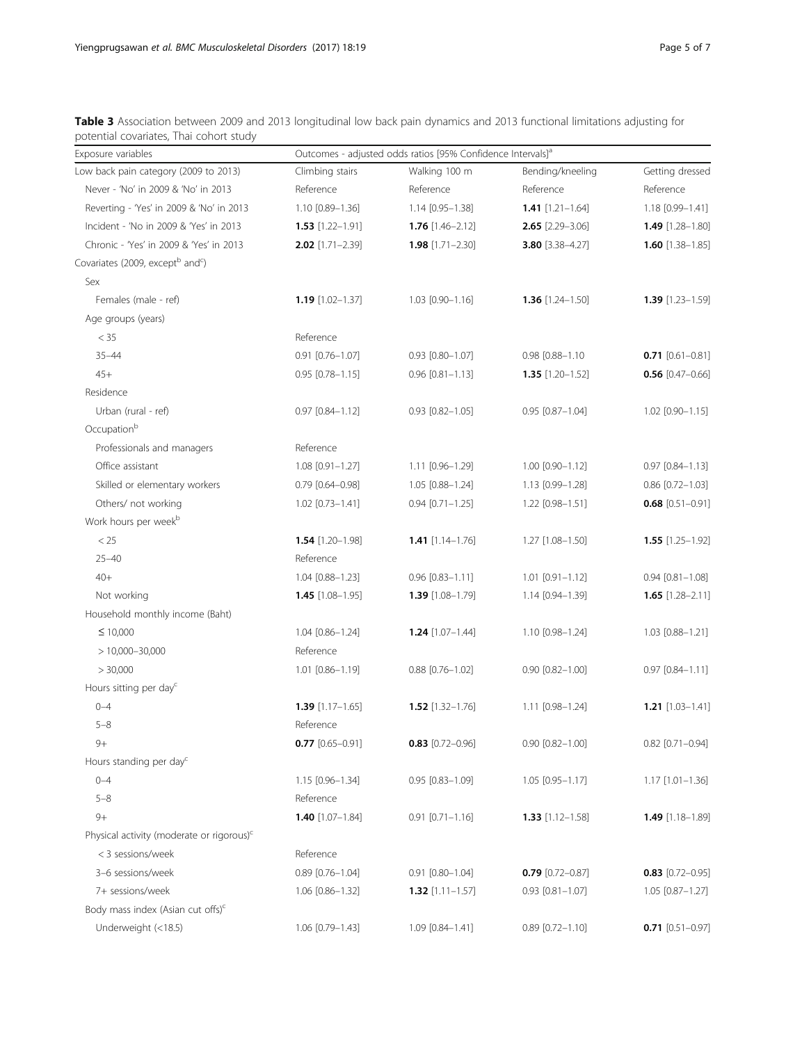**Table 3** Association between 2009 and 2013 longitudinal low back pain dynamics and 2013 functional limitations adjusting for potential covariates, Thai cohort study

| Exposure variables | Outcomes - adjusted odds ratios [95% Confidence Intervals][a] | | | |
|---|---|---|---|---|
| Low back pain category (2009 to 2013) | Climbing stairs | Walking 100 m | Bending/kneeling | Getting dressed |
| Never - 'No' in 2009 & 'No' in 2013 | Reference | Reference | Reference | Reference |
| Reverting - 'Yes' in 2009 & 'No' in 2013 | 1.10 [0.89–1.36] | 1.14 [0.95–1.38] | **1.41** [1.21–1.64] | 1.18 [0.99–1.41] |
| Incident - 'No in 2009 & 'Yes' in 2013 | **1.53** [1.22–1.91] | **1.76** [1.46–2.12] | **2.65** [2.29–3.06] | **1.49** [1.28–1.80] |
| Chronic - 'Yes' in 2009 & 'Yes' in 2013 | **2.02** [1.71–2.39] | **1.98** [1.71–2.30] | **3.80** [3.38–4.27] | **1.60** [1.38–1.85] |
| Covariates (2009, except[b] and[c]) | | | | |
| Sex | | | | |
| Females (male - ref) | **1.19** [1.02–1.37] | 1.03 [0.90–1.16] | **1.36** [1.24–1.50] | **1.39** [1.23–1.59] |
| Age groups (years) | | | | |
| < 35 | Reference | | | |
| 35–44 | 0.91 [0.76–1.07] | 0.93 [0.80–1.07] | 0.98 [0.88–1.10 | **0.71** [0.61–0.81] |
| 45+ | 0.95 [0.78–1.15] | 0.96 [0.81–1.13] | **1.35** [1.20–1.52] | **0.56** [0.47–0.66] |
| Residence | | | | |
| Urban (rural - ref) | 0.97 [0.84–1.12] | 0.93 [0.82–1.05] | 0.95 [0.87–1.04] | 1.02 [0.90–1.15] |
| Occupation[b] | | | | |
| Professionals and managers | Reference | | | |
| Office assistant | 1.08 [0.91–1.27] | 1.11 [0.96–1.29] | 1.00 [0.90–1.12] | 0.97 [0.84–1.13] |
| Skilled or elementary workers | 0.79 [0.64–0.98] | 1.05 [0.88–1.24] | 1.13 [0.99–1.28] | 0.86 [0.72–1.03] |
| Others/ not working | 1.02 [0.73–1.41] | 0.94 [0.71–1.25] | 1.22 [0.98–1.51] | **0.68** [0.51–0.91] |
| Work hours per week[b] | | | | |
| < 25 | **1.54** [1.20–1.98] | **1.41** [1.14–1.76] | 1.27 [1.08–1.50] | **1.55** [1.25–1.92] |
| 25–40 | Reference | | | |
| 40+ | 1.04 [0.88–1.23] | 0.96 [0.83–1.11] | 1.01 [0.91–1.12] | 0.94 [0.81–1.08] |
| Not working | **1.45** [1.08–1.95] | **1.39** [1.08–1.79] | 1.14 [0.94–1.39] | **1.65** [1.28–2.11] |
| Household monthly income (Baht) | | | | |
| ≤ 10,000 | 1.04 [0.86–1.24] | **1.24** [1.07–1.44] | 1.10 [0.98–1.24] | 1.03 [0.88–1.21] |
| > 10,000–30,000 | Reference | | | |
| > 30,000 | 1.01 [0.86–1.19] | 0.88 [0.76–1.02] | 0.90 [0.82–1.00] | 0.97 [0.84–1.11] |
| Hours sitting per day[c] | | | | |
| 0–4 | **1.39** [1.17–1.65] | **1.52** [1.32–1.76] | 1.11 [0.98–1.24] | **1.21** [1.03–1.41] |
| 5–8 | Reference | | | |
| 9+ | **0.77** [0.65–0.91] | **0.83** [0.72–0.96] | 0.90 [0.82–1.00] | 0.82 [0.71–0.94] |
| Hours standing per day[c] | | | | |
| 0–4 | 1.15 [0.96–1.34] | 0.95 [0.83–1.09] | 1.05 [0.95–1.17] | 1.17 [1.01–1.36] |
| 5–8 | Reference | | | |
| 9+ | **1.40** [1.07–1.84] | 0.91 [0.71–1.16] | **1.33** [1.12–1.58] | **1.49** [1.18–1.89] |
| Physical activity (moderate or rigorous)[c] | | | | |
| < 3 sessions/week | Reference | | | |
| 3–6 sessions/week | 0.89 [0.76–1.04] | 0.91 [0.80–1.04] | **0.79** [0.72–0.87] | **0.83** [0.72–0.95] |
| 7+ sessions/week | 1.06 [0.86–1.32] | **1.32** [1.11–1.57] | 0.93 [0.81–1.07] | 1.05 [0.87–1.27] |
| Body mass index (Asian cut offs)[c] | | | | |
| Underweight (<18.5) | 1.06 [0.79–1.43] | 1.09 [0.84–1.41] | 0.89 [0.72–1.10] | **0.71** [0.51–0.97] |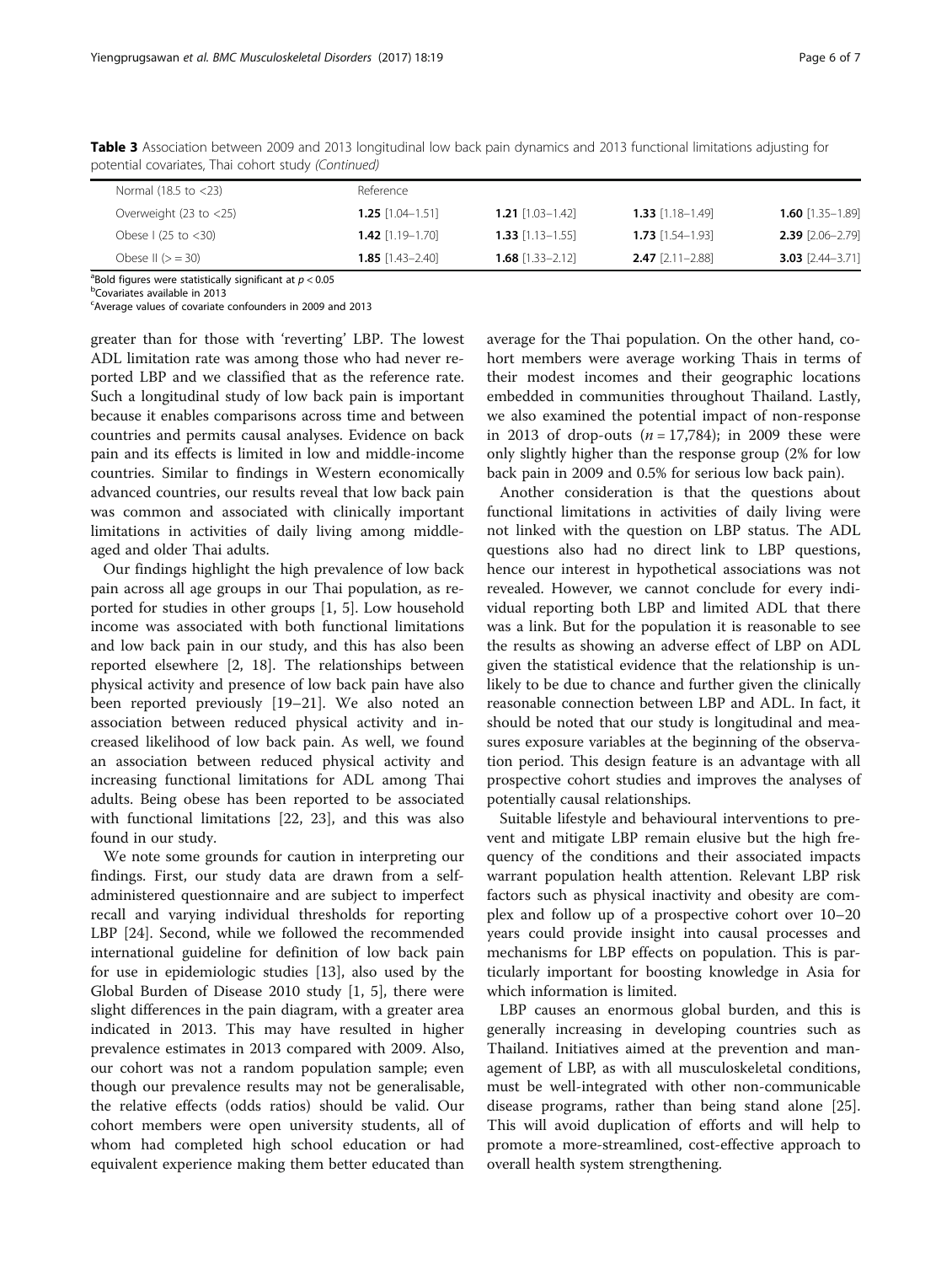**Table 3** Association between 2009 and 2013 longitudinal low back pain dynamics and 2013 functional limitations adjusting for potential covariates, Thai cohort study (*Continued*)

| | | | | |
|---|---|---|---|---|
| Normal (18.5 to <23) | Reference | | | |
| Overweight (23 to <25) | **1.25** [1.04–1.51] | **1.21** [1.03–1.42] | **1.33** [1.18–1.49] | **1.60** [1.35–1.89] |
| Obese I (25 to <30) | **1.42** [1.19–1.70] | **1.33** [1.13–1.55] | **1.73** [1.54–1.93] | **2.39** [2.06–2.79] |
| Obese II (> = 30) | **1.85** [1.43–2.40] | **1.68** [1.33–2.12] | **2.47** [2.11–2.88] | **3.03** [2.44–3.71] |

[a]Bold figures were statistically significant at $p < 0.05$
[b]Covariates available in 2013
[c]Average values of covariate confounders in 2009 and 2013

greater than for those with 'reverting' LBP. The lowest ADL limitation rate was among those who had never reported LBP and we classified that as the reference rate. Such a longitudinal study of low back pain is important because it enables comparisons across time and between countries and permits causal analyses. Evidence on back pain and its effects is limited in low and middle-income countries. Similar to findings in Western economically advanced countries, our results reveal that low back pain was common and associated with clinically important limitations in activities of daily living among middle-aged and older Thai adults.

Our findings highlight the high prevalence of low back pain across all age groups in our Thai population, as reported for studies in other groups [1, 5]. Low household income was associated with both functional limitations and low back pain in our study, and this has also been reported elsewhere [2, 18]. The relationships between physical activity and presence of low back pain have also been reported previously [19–21]. We also noted an association between reduced physical activity and increased likelihood of low back pain. As well, we found an association between reduced physical activity and increasing functional limitations for ADL among Thai adults. Being obese has been reported to be associated with functional limitations [22, 23], and this was also found in our study.

We note some grounds for caution in interpreting our findings. First, our study data are drawn from a self-administered questionnaire and are subject to imperfect recall and varying individual thresholds for reporting LBP [24]. Second, while we followed the recommended international guideline for definition of low back pain for use in epidemiologic studies [13], also used by the Global Burden of Disease 2010 study [1, 5], there were slight differences in the pain diagram, with a greater area indicated in 2013. This may have resulted in higher prevalence estimates in 2013 compared with 2009. Also, our cohort was not a random population sample; even though our prevalence results may not be generalisable, the relative effects (odds ratios) should be valid. Our cohort members were open university students, all of whom had completed high school education or had equivalent experience making them better educated than average for the Thai population. On the other hand, cohort members were average working Thais in terms of their modest incomes and their geographic locations embedded in communities throughout Thailand. Lastly, we also examined the potential impact of non-response in 2013 of drop-outs ($n = 17{,}784$); in 2009 these were only slightly higher than the response group (2% for low back pain in 2009 and 0.5% for serious low back pain).

Another consideration is that the questions about functional limitations in activities of daily living were not linked with the question on LBP status. The ADL questions also had no direct link to LBP questions, hence our interest in hypothetical associations was not revealed. However, we cannot conclude for every individual reporting both LBP and limited ADL that there was a link. But for the population it is reasonable to see the results as showing an adverse effect of LBP on ADL given the statistical evidence that the relationship is unlikely to be due to chance and further given the clinically reasonable connection between LBP and ADL. In fact, it should be noted that our study is longitudinal and measures exposure variables at the beginning of the observation period. This design feature is an advantage with all prospective cohort studies and improves the analyses of potentially causal relationships.

Suitable lifestyle and behavioural interventions to prevent and mitigate LBP remain elusive but the high frequency of the conditions and their associated impacts warrant population health attention. Relevant LBP risk factors such as physical inactivity and obesity are complex and follow up of a prospective cohort over 10–20 years could provide insight into causal processes and mechanisms for LBP effects on population. This is particularly important for boosting knowledge in Asia for which information is limited.

LBP causes an enormous global burden, and this is generally increasing in developing countries such as Thailand. Initiatives aimed at the prevention and management of LBP, as with all musculoskeletal conditions, must be well-integrated with other non-communicable disease programs, rather than being stand alone [25]. This will avoid duplication of efforts and will help to promote a more-streamlined, cost-effective approach to overall health system strengthening.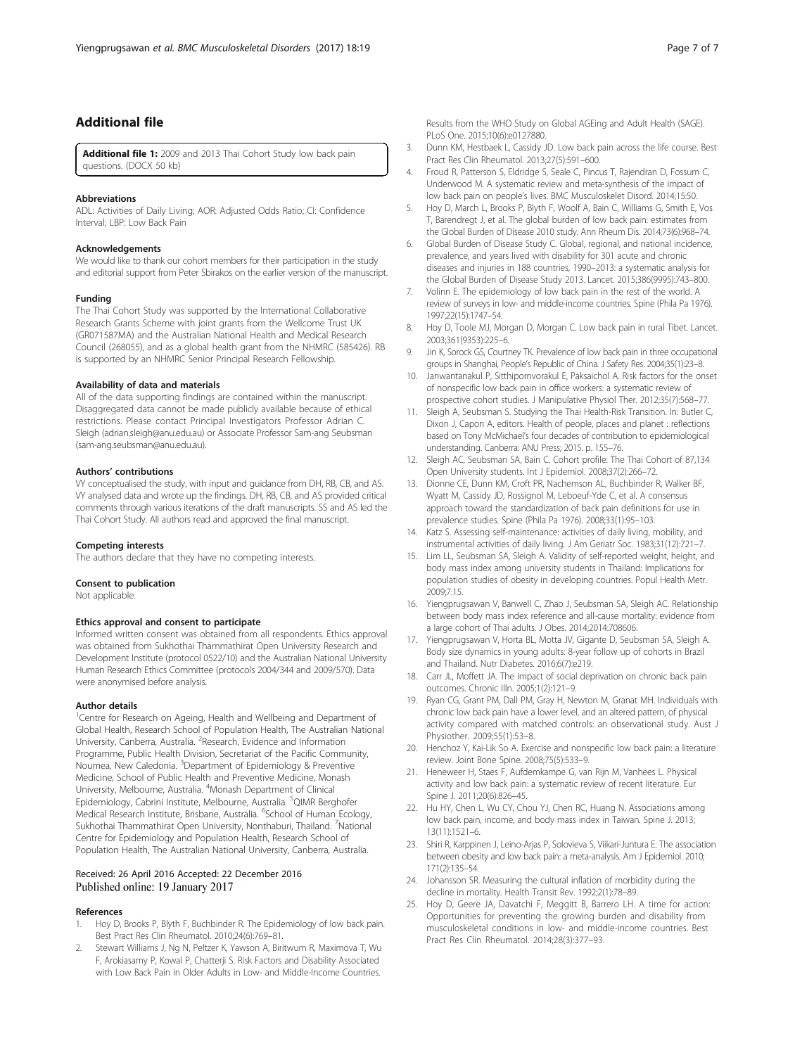## Additional file

**Additional file 1:** 2009 and 2013 Thai Cohort Study low back pain questions. (DOCX 50 kb)

#### Abbreviations

ADL: Activities of Daily Living; AOR: Adjusted Odds Ratio; CI: Confidence Interval; LBP: Low Back Pain

#### Acknowledgements

We would like to thank our cohort members for their participation in the study and editorial support from Peter Sbirakos on the earlier version of the manuscript.

#### Funding

The Thai Cohort Study was supported by the International Collaborative Research Grants Scheme with joint grants from the Wellcome Trust UK (GR071587MA) and the Australian National Health and Medical Research Council (268055), and as a global health grant from the NHMRC (585426). RB is supported by an NHMRC Senior Principal Research Fellowship.

#### Availability of data and materials

All of the data supporting findings are contained within the manuscript. Disaggregated data cannot be made publicly available because of ethical restrictions. Please contact Principal Investigators Professor Adrian C. Sleigh (adrian.sleigh@anu.edu.au) or Associate Professor Sam-ang Seubsman (sam-ang.seubsman@anu.edu.au).

#### Authors' contributions

VY conceptualised the study, with input and guidance from DH, RB, CB, and AS. VY analysed data and wrote up the findings. DH, RB, CB, and AS provided critical comments through various iterations of the draft manuscripts. SS and AS led the Thai Cohort Study. All authors read and approved the final manuscript.

#### Competing interests

The authors declare that they have no competing interests.

#### Consent to publication

Not applicable.

#### Ethics approval and consent to participate

Informed written consent was obtained from all respondents. Ethics approval was obtained from Sukhothai Thammathirat Open University Research and Development Institute (protocol 0522/10) and the Australian National University Human Research Ethics Committee (protocols 2004/344 and 2009/570). Data were anonymised before analysis.

#### Author details

[1]Centre for Research on Ageing, Health and Wellbeing and Department of Global Health, Research School of Population Health, The Australian National University, Canberra, Australia. [2]Research, Evidence and Information Programme, Public Health Division, Secretariat of the Pacific Community, Noumea, New Caledonia. [3]Department of Epidemiology & Preventive Medicine, School of Public Health and Preventive Medicine, Monash University, Melbourne, Australia. [4]Monash Department of Clinical Epidemiology, Cabrini Institute, Melbourne, Australia. [5]QIMR Berghofer Medical Research Institute, Brisbane, Australia. [6]School of Human Ecology, Sukhothai Thammathirat Open University, Nonthaburi, Thailand. [7]National Centre for Epidemiology and Population Health, Research School of Population Health, The Australian National University, Canberra, Australia.

Received: 26 April 2016 Accepted: 22 December 2016
Published online: 19 January 2017

#### References

1. Hoy D, Brooks P, Blyth F, Buchbinder R. The Epidemiology of low back pain. Best Pract Res Clin Rheumatol. 2010;24(6):769–81.
2. Stewart Williams J, Ng N, Peltzer K, Yawson A, Biritwum R, Maximova T, Wu F, Arokiasamy P, Kowal P, Chatterji S. Risk Factors and Disability Associated with Low Back Pain in Older Adults in Low- and Middle-Income Countries. Results from the WHO Study on Global AGEing and Adult Health (SAGE). PLoS One. 2015;10(6):e0127880.
3. Dunn KM, Hestbaek L, Cassidy JD. Low back pain across the life course. Best Pract Res Clin Rheumatol. 2013;27(5):591–600.
4. Froud R, Patterson S, Eldridge S, Seale C, Pincus T, Rajendran D, Fossum C, Underwood M. A systematic review and meta-synthesis of the impact of low back pain on people's lives. BMC Musculoskelet Disord. 2014;15:50.
5. Hoy D, March L, Brooks P, Blyth F, Woolf A, Bain C, Williams G, Smith E, Vos T, Barendregt J, et al. The global burden of low back pain: estimates from the Global Burden of Disease 2010 study. Ann Rheum Dis. 2014;73(6):968–74.
6. Global Burden of Disease Study C. Global, regional, and national incidence, prevalence, and years lived with disability for 301 acute and chronic diseases and injuries in 188 countries, 1990–2013: a systematic analysis for the Global Burden of Disease Study 2013. Lancet. 2015;386(9995):743–800.
7. Volinn E. The epidemiology of low back pain in the rest of the world. A review of surveys in low- and middle-income countries. Spine (Phila Pa 1976). 1997;22(15):1747–54.
8. Hoy D, Toole MJ, Morgan D, Morgan C. Low back pain in rural Tibet. Lancet. 2003;361(9353):225–6.
9. Jin K, Sorock GS, Courtney TK. Prevalence of low back pain in three occupational groups in Shanghai, People's Republic of China. J Safety Res. 2004;35(1):23–8.
10. Janwantanakul P, Sitthipornvorakul E, Paksaichol A. Risk factors for the onset of nonspecific low back pain in office workers: a systematic review of prospective cohort studies. J Manipulative Physiol Ther. 2012;35(7):568–77.
11. Sleigh A, Seubsman S. Studying the Thai Health-Risk Transition. In: Butler C, Dixon J, Capon A, editors. Health of people, places and planet : reflections based on Tony McMichael's four decades of contribution to epidemiological understanding. Canberra: ANU Press; 2015. p. 155–76.
12. Sleigh AC, Seubsman SA, Bain C. Cohort profile: The Thai Cohort of 87,134 Open University students. Int J Epidemiol. 2008;37(2):266–72.
13. Dionne CE, Dunn KM, Croft PR, Nachemson AL, Buchbinder R, Walker BF, Wyatt M, Cassidy JD, Rossignol M, Leboeuf-Yde C, et al. A consensus approach toward the standardization of back pain definitions for use in prevalence studies. Spine (Phila Pa 1976). 2008;33(1):95–103.
14. Katz S. Assessing self-maintenance: activities of daily living, mobility, and instrumental activities of daily living. J Am Geriatr Soc. 1983;31(12):721–7.
15. Lim LL, Seubsman SA, Sleigh A. Validity of self-reported weight, height, and body mass index among university students in Thailand: Implications for population studies of obesity in developing countries. Popul Health Metr. 2009;7:15.
16. Yiengprugsawan V, Banwell C, Zhao J, Seubsman SA, Sleigh AC. Relationship between body mass index reference and all-cause mortality: evidence from a large cohort of Thai adults. J Obes. 2014;2014:708606.
17. Yiengprugsawan V, Horta BL, Motta JV, Gigante D, Seubsman SA, Sleigh A. Body size dynamics in young adults: 8-year follow up of cohorts in Brazil and Thailand. Nutr Diabetes. 2016;6(7):e219.
18. Carr JL, Moffett JA. The impact of social deprivation on chronic back pain outcomes. Chronic Illn. 2005;1(2):121–9.
19. Ryan CG, Grant PM, Dall PM, Gray H, Newton M, Granat MH. Individuals with chronic low back pain have a lower level, and an altered pattern, of physical activity compared with matched controls: an observational study. Aust J Physiother. 2009;55(1):53–8.
20. Henchoz Y, Kai-Lik So A. Exercise and nonspecific low back pain: a literature review. Joint Bone Spine. 2008;75(5):533–9.
21. Heneweer H, Staes F, Aufdemkampe G, van Rijn M, Vanhees L. Physical activity and low back pain: a systematic review of recent literature. Eur Spine J. 2011;20(6):826–45.
22. Hu HY, Chen L, Wu CY, Chou YJ, Chen RC, Huang N. Associations among low back pain, income, and body mass index in Taiwan. Spine J. 2013; 13(11):1521–6.
23. Shiri R, Karppinen J, Leino-Arjas P, Solovieva S, Viikari-Juntura E. The association between obesity and low back pain: a meta-analysis. Am J Epidemiol. 2010; 171(2):135–54.
24. Johansson SR. Measuring the cultural inflation of morbidity during the decline in mortality. Health Transit Rev. 1992;2(1):78–89.
25. Hoy D, Geere JA, Davatchi F, Meggitt B, Barrero LH. A time for action: Opportunities for preventing the growing burden and disability from musculoskeletal conditions in low- and middle-income countries. Best Pract Res Clin Rheumatol. 2014;28(3):377–93.